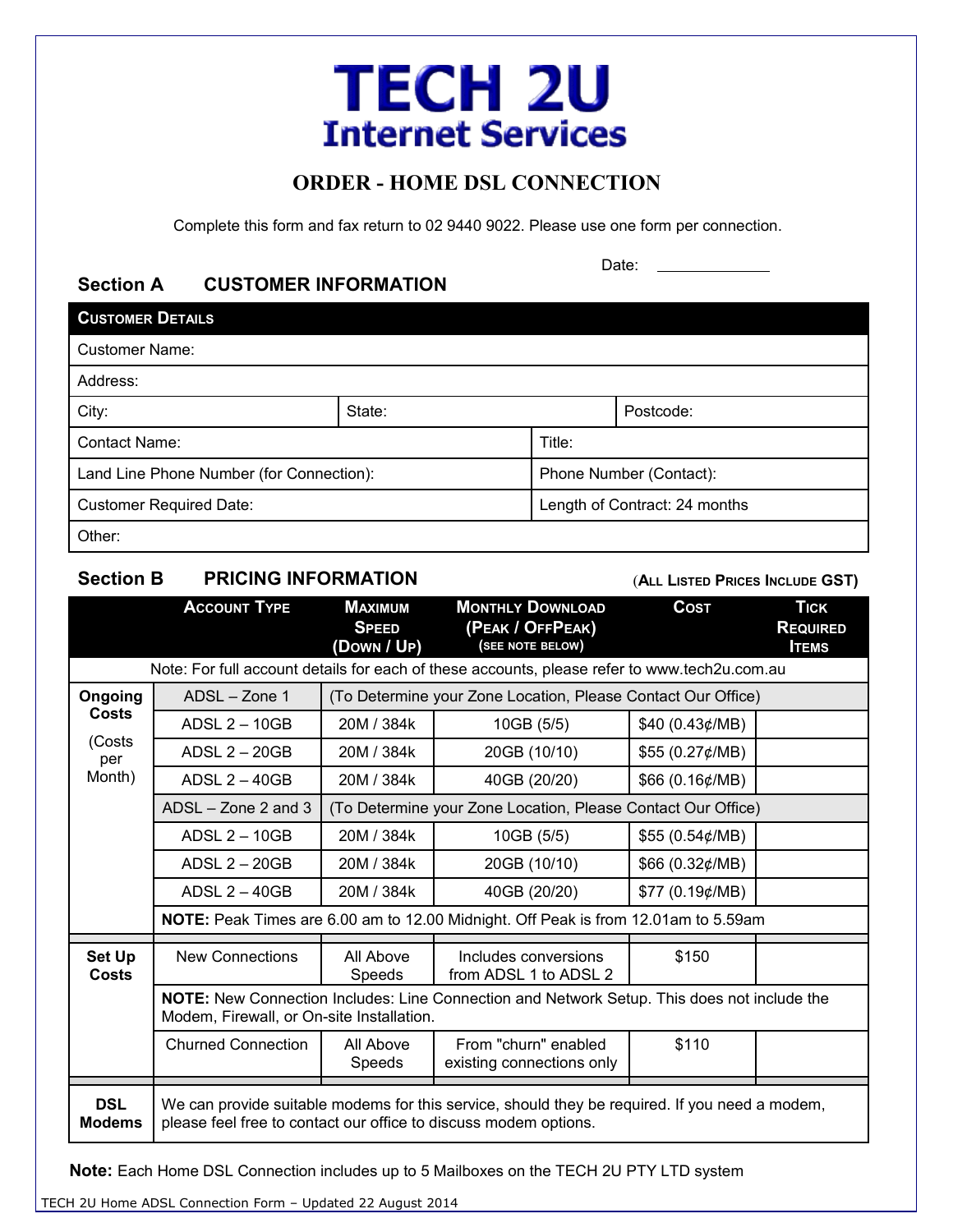# TECH 2U Internet Services

## ORDER - HOME DSL CONNECTION

Complete this form and fax return to 02 9440 9022. Please use one form per connection.

Date: \_\_\_\_\_\_\_\_\_\_\_\_

### Section A CUSTOMER INFORMATION

| CUSTOMER DETAILS | | |
|---|---|---|
| Customer Name: | | |
| Address: | | |
| City: | State: | Postcode: |
| Contact Name: | Title: | |
| Land Line Phone Number (for Connection): | Phone Number (Contact): | |
| Customer Required Date: | Length of Contract: 24 months | |
| Other: | | |

### Section B PRICING INFORMATION

(ALL LISTED PRICES INCLUDE GST)

| | ACCOUNT TYPE | MAXIMUM SPEED (DOWN / UP) | MONTHLY DOWNLOAD (PEAK / OFFPEAK) (SEE NOTE BELOW) | COST | TICK REQUIRED ITEMS |
|---|---|---|---|---|---|
| | Note: For full account details for each of these accounts, please refer to www.tech2u.com.au | | | | |
| **Ongoing Costs** (Costs per Month) | ADSL – Zone 1 | (To Determine your Zone Location, Please Contact Our Office) | | | |
| | ADSL 2 – 10GB | 20M / 384k | 10GB (5/5) | $40 (0.43¢/MB) | |
| | ADSL 2 – 20GB | 20M / 384k | 20GB (10/10) | $55 (0.27¢/MB) | |
| | ADSL 2 – 40GB | 20M / 384k | 40GB (20/20) | $66 (0.16¢/MB) | |
| | ADSL – Zone 2 and 3 | (To Determine your Zone Location, Please Contact Our Office) | | | |
| | ADSL 2 – 10GB | 20M / 384k | 10GB (5/5) | $55 (0.54¢/MB) | |
| | ADSL 2 – 20GB | 20M / 384k | 20GB (10/10) | $66 (0.32¢/MB) | |
| | ADSL 2 – 40GB | 20M / 384k | 40GB (20/20) | $77 (0.19¢/MB) | |
| | **NOTE:** Peak Times are 6.00 am to 12.00 Midnight. Off Peak is from 12.01am to 5.59am | | | | |
| **Set Up Costs** | New Connections | All Above Speeds | Includes conversions from ADSL 1 to ADSL 2 | $150 | |
| | **NOTE:** New Connection Includes: Line Connection and Network Setup. This does not include the Modem, Firewall, or On-site Installation. | | | | |
| | Churned Connection | All Above Speeds | From "churn" enabled existing connections only | $110 | |
| **DSL Modems** | We can provide suitable modems for this service, should they be required. If you need a modem, please feel free to contact our office to discuss modem options. | | | | |

**Note:** Each Home DSL Connection includes up to 5 Mailboxes on the TECH 2U PTY LTD system

TECH 2U Home ADSL Connection Form – Updated 22 August 2014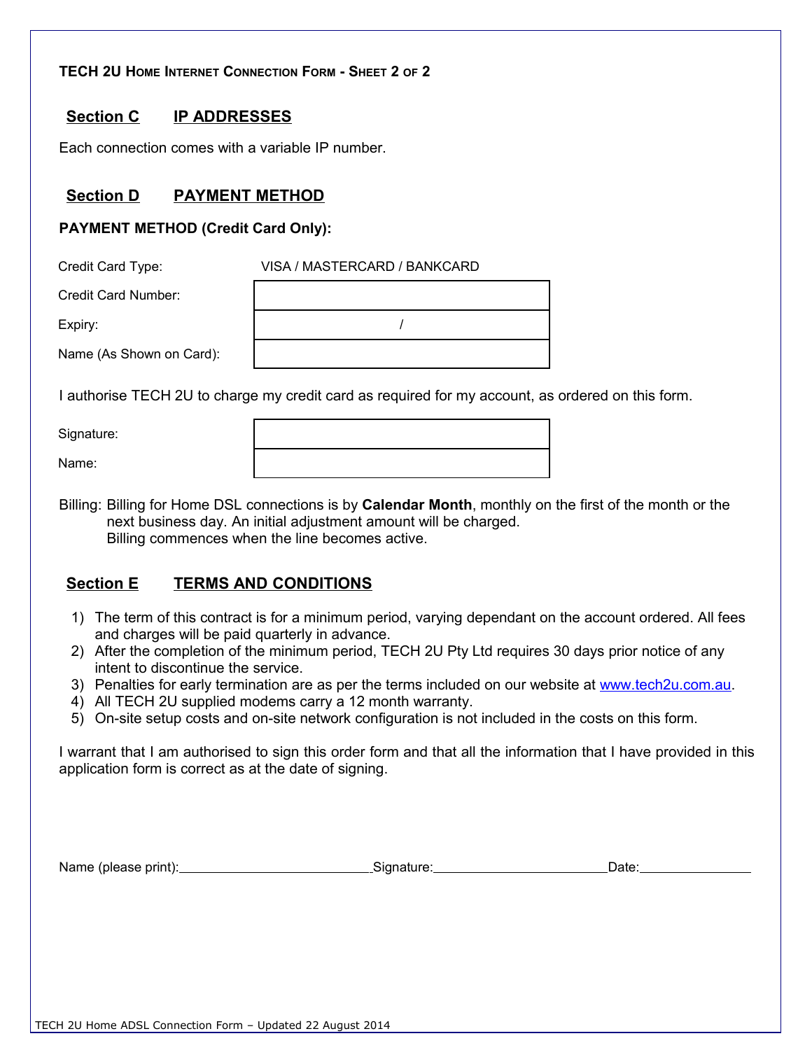**TECH 2U HOME INTERNET CONNECTION FORM - SHEET 2 OF 2**

## Section C IP ADDRESSES

Each connection comes with a variable IP number.

## Section D PAYMENT METHOD

**PAYMENT METHOD (Credit Card Only):**

| | |
|---|---|
| Credit Card Type: | VISA / MASTERCARD / BANKCARD |
| Credit Card Number: | |
| Expiry: | / |
| Name (As Shown on Card): | |

I authorise TECH 2U to charge my credit card as required for my account, as ordered on this form.

| | |
|---|---|
| Signature: | |
| Name: | |

Billing: Billing for Home DSL connections is by **Calendar Month**, monthly on the first of the month or the next business day. An initial adjustment amount will be charged.
Billing commences when the line becomes active.

## Section E TERMS AND CONDITIONS

1) The term of this contract is for a minimum period, varying dependant on the account ordered. All fees and charges will be paid quarterly in advance.
2) After the completion of the minimum period, TECH 2U Pty Ltd requires 30 days prior notice of any intent to discontinue the service.
3) Penalties for early termination are as per the terms included on our website at www.tech2u.com.au.
4) All TECH 2U supplied modems carry a 12 month warranty.
5) On-site setup costs and on-site network configuration is not included in the costs on this form.

I warrant that I am authorised to sign this order form and that all the information that I have provided in this application form is correct as at the date of signing.

Name (please print):\_\_\_\_\_\_\_\_\_\_\_\_\_\_\_\_\_\_\_\_\_\_\_\_ Signature:\_\_\_\_\_\_\_\_\_\_\_\_\_\_\_\_\_\_\_\_\_\_ Date:\_\_\_\_\_\_\_\_\_\_\_\_\_\_

TECH 2U Home ADSL Connection Form – Updated 22 August 2014